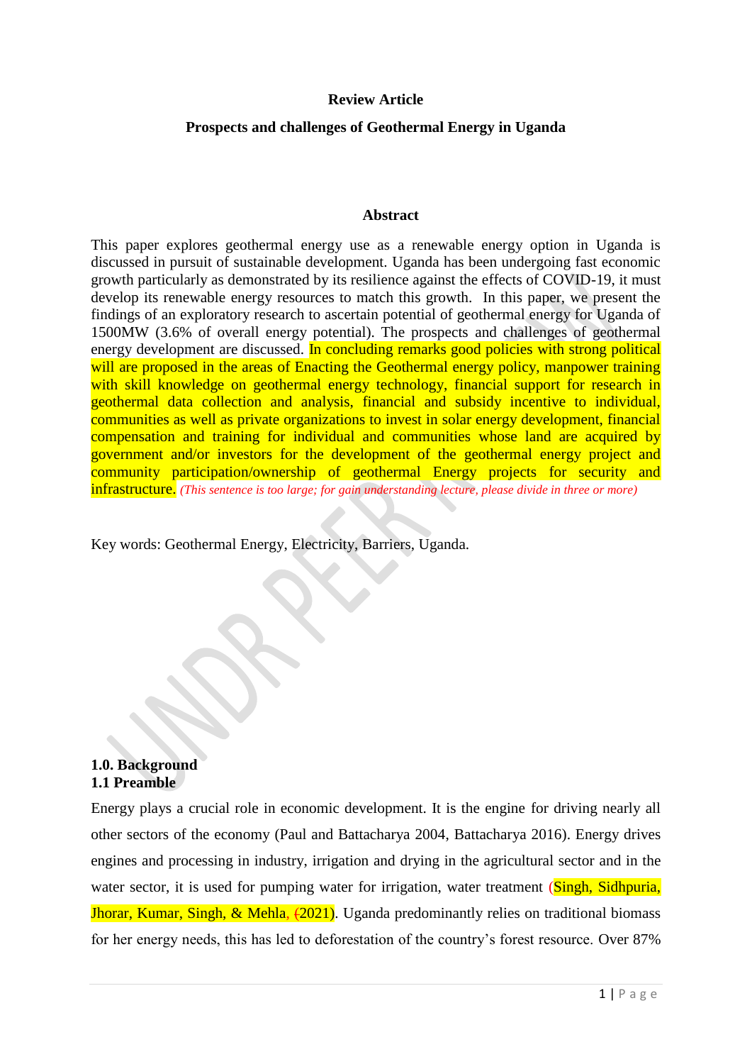**Review Article**

**Prospects and challenges of Geothermal Energy in Uganda**

## Abstract

This paper explores geothermal energy use as a renewable energy option in Uganda is discussed in pursuit of sustainable development. Uganda has been undergoing fast economic growth particularly as demonstrated by its resilience against the effects of COVID-19, it must develop its renewable energy resources to match this growth. In this paper, we present the findings of an exploratory research to ascertain potential of geothermal energy for Uganda of 1500MW (3.6% of overall energy potential). The prospects and challenges of geothermal energy development are discussed. In concluding remarks good policies with strong political will are proposed in the areas of Enacting the Geothermal energy policy, manpower training with skill knowledge on geothermal energy technology, financial support for research in geothermal data collection and analysis, financial and subsidy incentive to individual, communities as well as private organizations to invest in solar energy development, financial compensation and training for individual and communities whose land are acquired by government and/or investors for the development of the geothermal energy project and community participation/ownership of geothermal Energy projects for security and infrastructure. *(This sentence is too large; for gain understanding lecture, please divide in three or more)*

Key words: Geothermal Energy, Electricity, Barriers, Uganda.

## 1.0. Background

### 1.1 Preamble

Energy plays a crucial role in economic development. It is the engine for driving nearly all other sectors of the economy (Paul and Battacharya 2004, Battacharya 2016). Energy drives engines and processing in industry, irrigation and drying in the agricultural sector and in the water sector, it is used for pumping water for irrigation, water treatment (Singh, Sidhpuria, Jhorar, Kumar, Singh, & Mehla, (2021). Uganda predominantly relies on traditional biomass for her energy needs, this has led to deforestation of the country's forest resource. Over 87%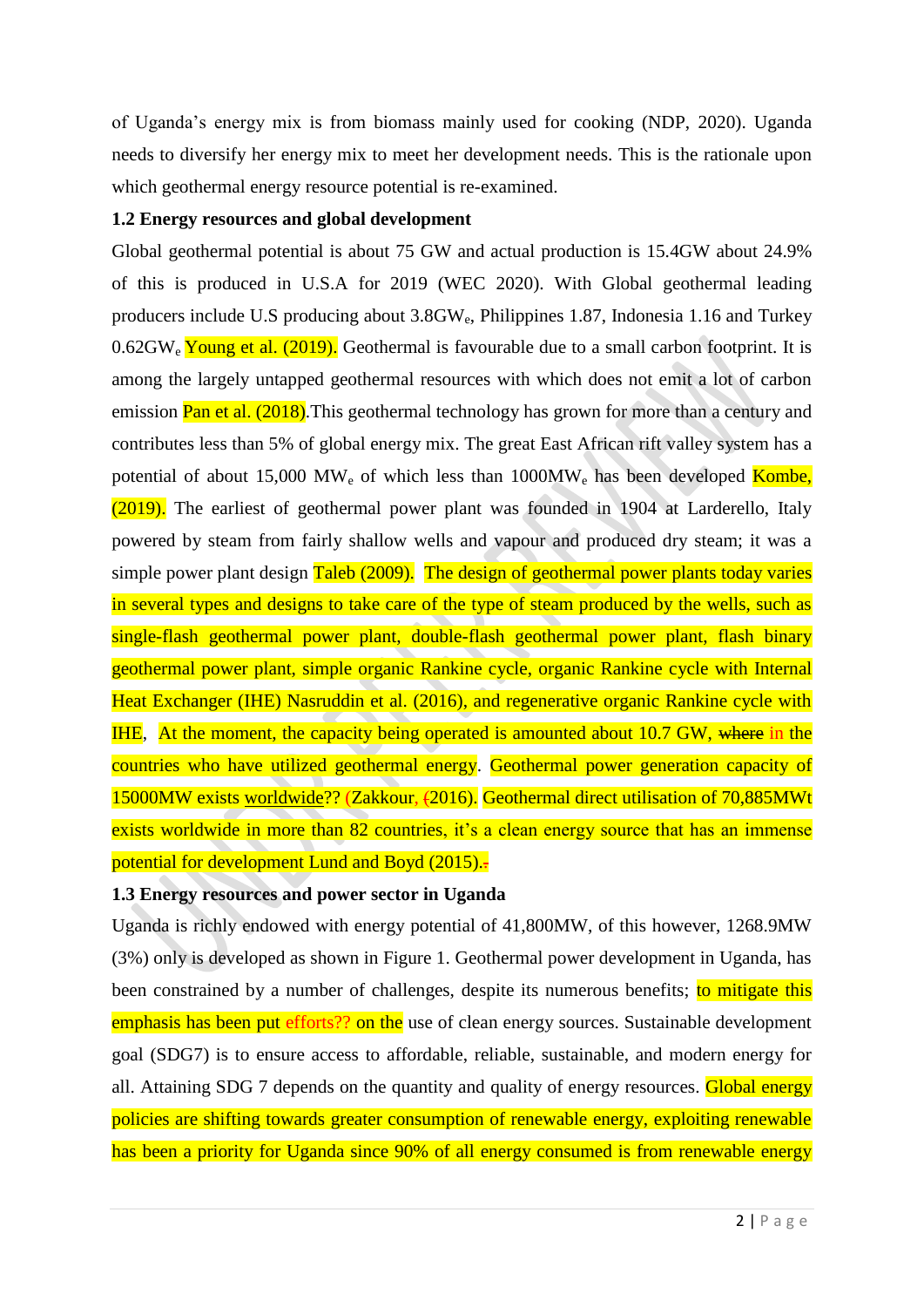of Uganda's energy mix is from biomass mainly used for cooking (NDP, 2020). Uganda needs to diversify her energy mix to meet her development needs. This is the rationale upon which geothermal energy resource potential is re-examined.

### 1.2 Energy resources and global development

Global geothermal potential is about 75 GW and actual production is 15.4GW about 24.9% of this is produced in U.S.A for 2019 (WEC 2020). With Global geothermal leading producers include U.S producing about 3.8GW$_e$, Philippines 1.87, Indonesia 1.16 and Turkey 0.62GW$_e$ Young et al. (2019). Geothermal is favourable due to a small carbon footprint. It is among the largely untapped geothermal resources with which does not emit a lot of carbon emission Pan et al. (2018).This geothermal technology has grown for more than a century and contributes less than 5% of global energy mix. The great East African rift valley system has a potential of about 15,000 MW$_e$ of which less than 1000MW$_e$ has been developed Kombe, (2019). The earliest of geothermal power plant was founded in 1904 at Larderello, Italy powered by steam from fairly shallow wells and vapour and produced dry steam; it was a simple power plant design Taleb (2009). The design of geothermal power plants today varies in several types and designs to take care of the type of steam produced by the wells, such as single-flash geothermal power plant, double-flash geothermal power plant, flash binary geothermal power plant, simple organic Rankine cycle, organic Rankine cycle with Internal Heat Exchanger (IHE) Nasruddin et al. (2016), and regenerative organic Rankine cycle with IHE, At the moment, the capacity being operated is amounted about 10.7 GW, ~~where~~ in the countries who have utilized geothermal energy. Geothermal power generation capacity of 15000MW exists worldwide?? (Zakkour, ~~(~~2016). Geothermal direct utilisation of 70,885MWt exists worldwide in more than 82 countries, it's a clean energy source that has an immense potential for development Lund and Boyd (2015).~~-~~

### 1.3 Energy resources and power sector in Uganda

Uganda is richly endowed with energy potential of 41,800MW, of this however, 1268.9MW (3%) only is developed as shown in Figure 1. Geothermal power development in Uganda, has been constrained by a number of challenges, despite its numerous benefits; to mitigate this emphasis has been put efforts?? on the use of clean energy sources. Sustainable development goal (SDG7) is to ensure access to affordable, reliable, sustainable, and modern energy for all. Attaining SDG 7 depends on the quantity and quality of energy resources. Global energy policies are shifting towards greater consumption of renewable energy, exploiting renewable has been a priority for Uganda since 90% of all energy consumed is from renewable energy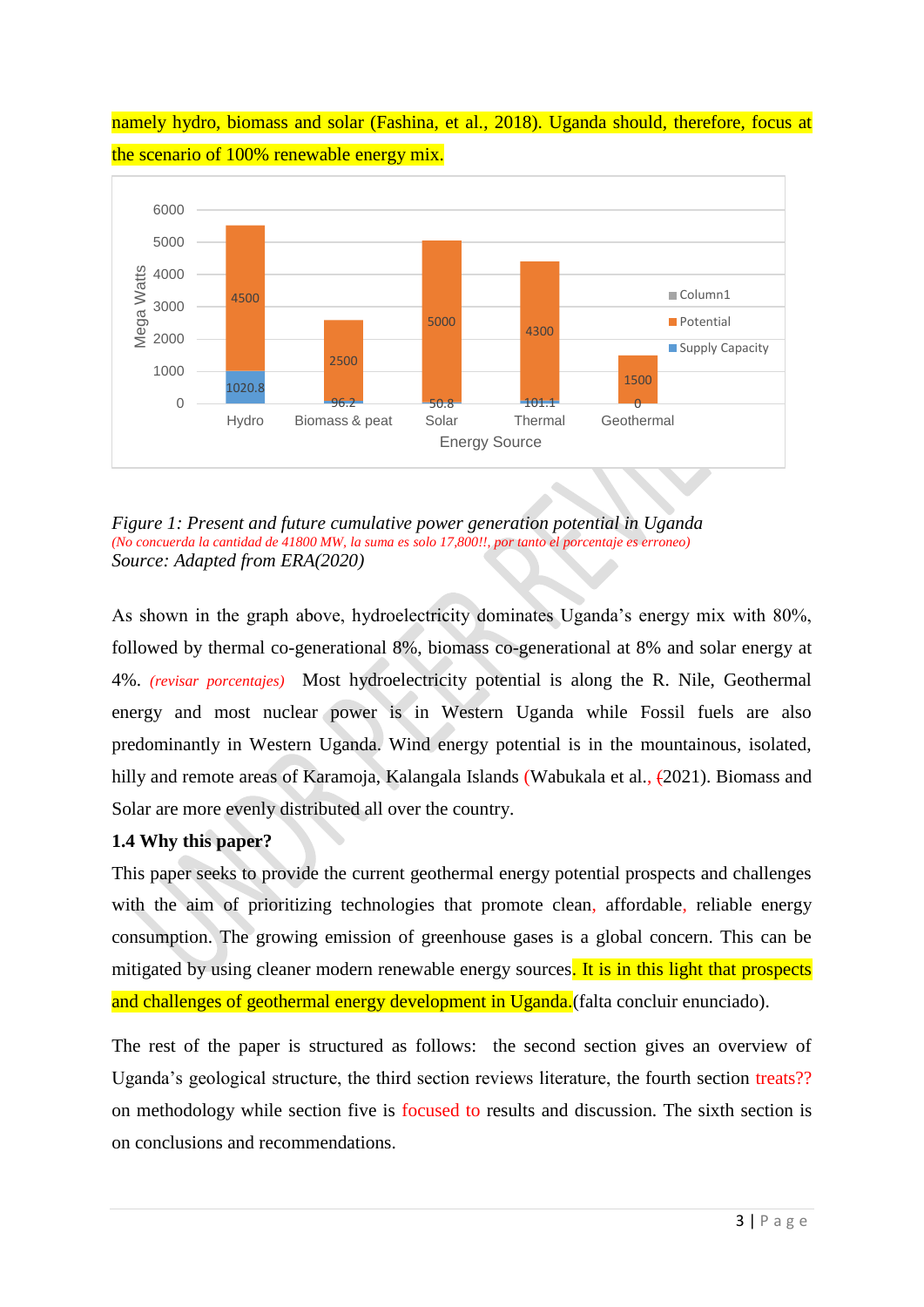namely hydro, biomass and solar (Fashina, et al., 2018). Uganda should, therefore, focus at the scenario of 100% renewable energy mix.

| Energy Source | Supply Capacity | Potential |
|---|---|---|
| Hydro | 1020.8 | 4500 |
| Biomass & peat | 96.2 | 2500 |
| Solar | 50.8 | 5000 |
| Thermal | 101.1 | 4300 |
| Geothermal | 0 | 1500 |

*Figure 1: Present and future cumulative power generation potential in Uganda*

*(No concuerda la cantidad de 41800 MW, la suma es solo 17,800!!, por tanto el porcentaje es erroneo)*

*Source: Adapted from ERA(2020)*

As shown in the graph above, hydroelectricity dominates Uganda's energy mix with 80%, followed by thermal co-generational 8%, biomass co-generational at 8% and solar energy at 4%. *(revisar porcentajes)* Most hydroelectricity potential is along the R. Nile, Geothermal energy and most nuclear power is in Western Uganda while Fossil fuels are also predominantly in Western Uganda. Wind energy potential is in the mountainous, isolated, hilly and remote areas of Karamoja, Kalangala Islands (Wabukala et al., (2021). Biomass and Solar are more evenly distributed all over the country.

**1.4 Why this paper?**

This paper seeks to provide the current geothermal energy potential prospects and challenges with the aim of prioritizing technologies that promote clean, affordable, reliable energy consumption. The growing emission of greenhouse gases is a global concern. This can be mitigated by using cleaner modern renewable energy sources. It is in this light that prospects and challenges of geothermal energy development in Uganda.(falta concluir enunciado).

The rest of the paper is structured as follows: the second section gives an overview of Uganda's geological structure, the third section reviews literature, the fourth section treats?? on methodology while section five is focused to results and discussion. The sixth section is on conclusions and recommendations.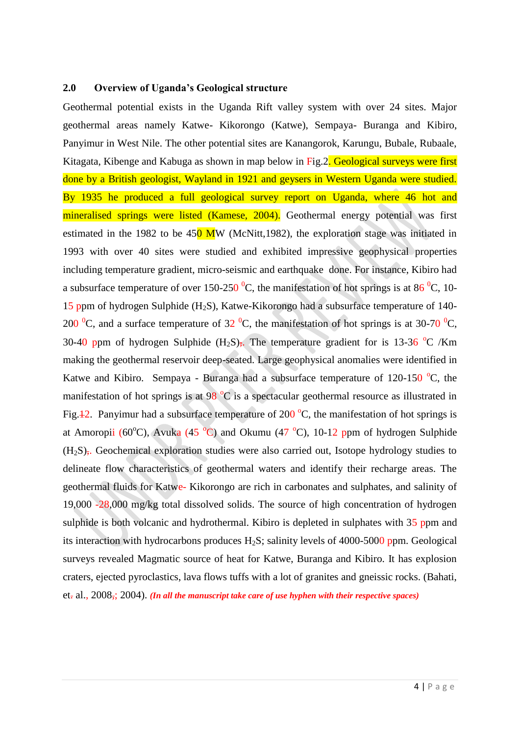## 2.0 Overview of Uganda's Geological structure

Geothermal potential exists in the Uganda Rift valley system with over 24 sites. Major geothermal areas namely Katwe- Kikorongo (Katwe), Sempaya- Buranga and Kibiro, Panyimur in West Nile. The other potential sites are Kanangorok, Karungu, Bubale, Rubaale, Kitagata, Kibenge and Kabuga as shown in map below in Fig.2. Geological surveys were first done by a British geologist, Wayland in 1921 and geysers in Western Uganda were studied. By 1935 he produced a full geological survey report on Uganda, where 46 hot and mineralised springs were listed (Kamese, 2004). Geothermal energy potential was first estimated in the 1982 to be 450 MW (McNitt,1982), the exploration stage was initiated in 1993 with over 40 sites were studied and exhibited impressive geophysical properties including temperature gradient, micro-seismic and earthquake done. For instance, Kibiro had a subsurface temperature of over 150-250 $^{0}$C, the manifestation of hot springs is at 86 $^{0}$C, 10-15 ppm of hydrogen Sulphide ($H_2S$), Katwe-Kikorongo had a subsurface temperature of 140-200 $^{0}$C, and a surface temperature of 32 $^{0}$C, the manifestation of hot springs is at 30-70 $^{0}$C, 30-40 ppm of hydrogen Sulphide ($H_2S$);. The temperature gradient for is 13-36 $^{o}$C /Km making the geothermal reservoir deep-seated. Large geophysical anomalies were identified in Katwe and Kibiro. Sempaya - Buranga had a subsurface temperature of 120-150 $^{0}$C, the manifestation of hot springs is at 98 $^{o}$C is a spectacular geothermal resource as illustrated in Fig.12. Panyimur had a subsurface temperature of 200 $^{o}$C, the manifestation of hot springs is at Amoropii (60$^{o}$C), Avuka (45 $^{o}$C) and Okumu (47 $^{o}$C), 10-12 ppm of hydrogen Sulphide ($H_2S$);. Geochemical exploration studies were also carried out, Isotope hydrology studies to delineate flow characteristics of geothermal waters and identify their recharge areas. The geothermal fluids for Katwe- Kikorongo are rich in carbonates and sulphates, and salinity of 19,000 -28,000 mg/kg total dissolved solids. The source of high concentration of hydrogen sulphide is both volcanic and hydrothermal. Kibiro is depleted in sulphates with 35 ppm and its interaction with hydrocarbons produces $H_2S$; salinity levels of 4000-5000 ppm. Geological surveys revealed Magmatic source of heat for Katwe, Buranga and Kibiro. It has explosion craters, ejected pyroclastics, lava flows tuffs with a lot of granites and gneissic rocks. (Bahati, et. al., 2008,; 2004). ***(In all the manuscript take care of use hyphen with their respective spaces)***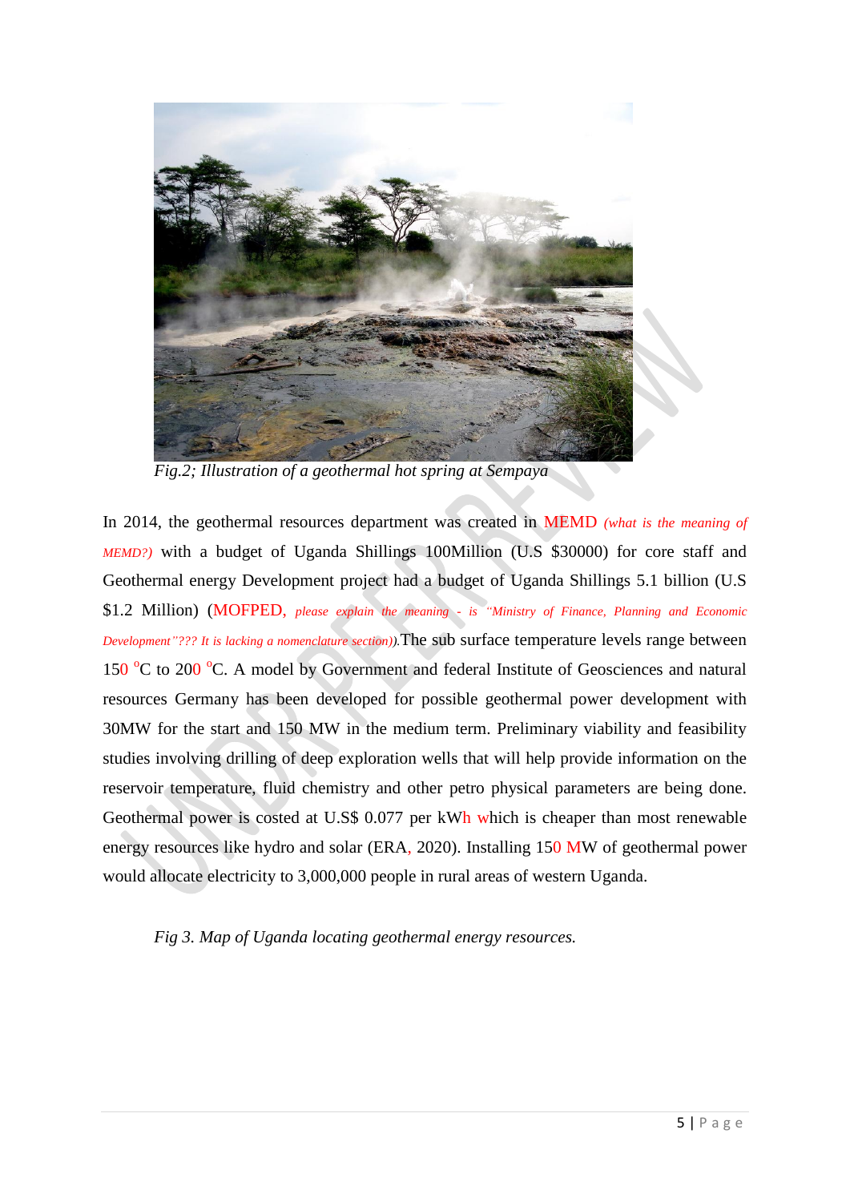*Fig.2; Illustration of a geothermal hot spring at Sempaya*

In 2014, the geothermal resources department was created in MEMD *(what is the meaning of MEMD?)* with a budget of Uganda Shillings 100Million (U.S $30000) for core staff and Geothermal energy Development project had a budget of Uganda Shillings 5.1 billion (U.S $1.2 Million) (MOFPED, *please explain the meaning - is "Ministry of Finance, Planning and Economic Development"??? It is lacking a nomenclature section)).*The sub surface temperature levels range between 150 $^{o}$C to 200 $^{o}$C. A model by Government and federal Institute of Geosciences and natural resources Germany has been developed for possible geothermal power development with 30MW for the start and 150 MW in the medium term. Preliminary viability and feasibility studies involving drilling of deep exploration wells that will help provide information on the reservoir temperature, fluid chemistry and other petro physical parameters are being done. Geothermal power is costed at U.S$ 0.077 per kWh which is cheaper than most renewable energy resources like hydro and solar (ERA, 2020). Installing 150 MW of geothermal power would allocate electricity to 3,000,000 people in rural areas of western Uganda.

*Fig 3. Map of Uganda locating geothermal energy resources.*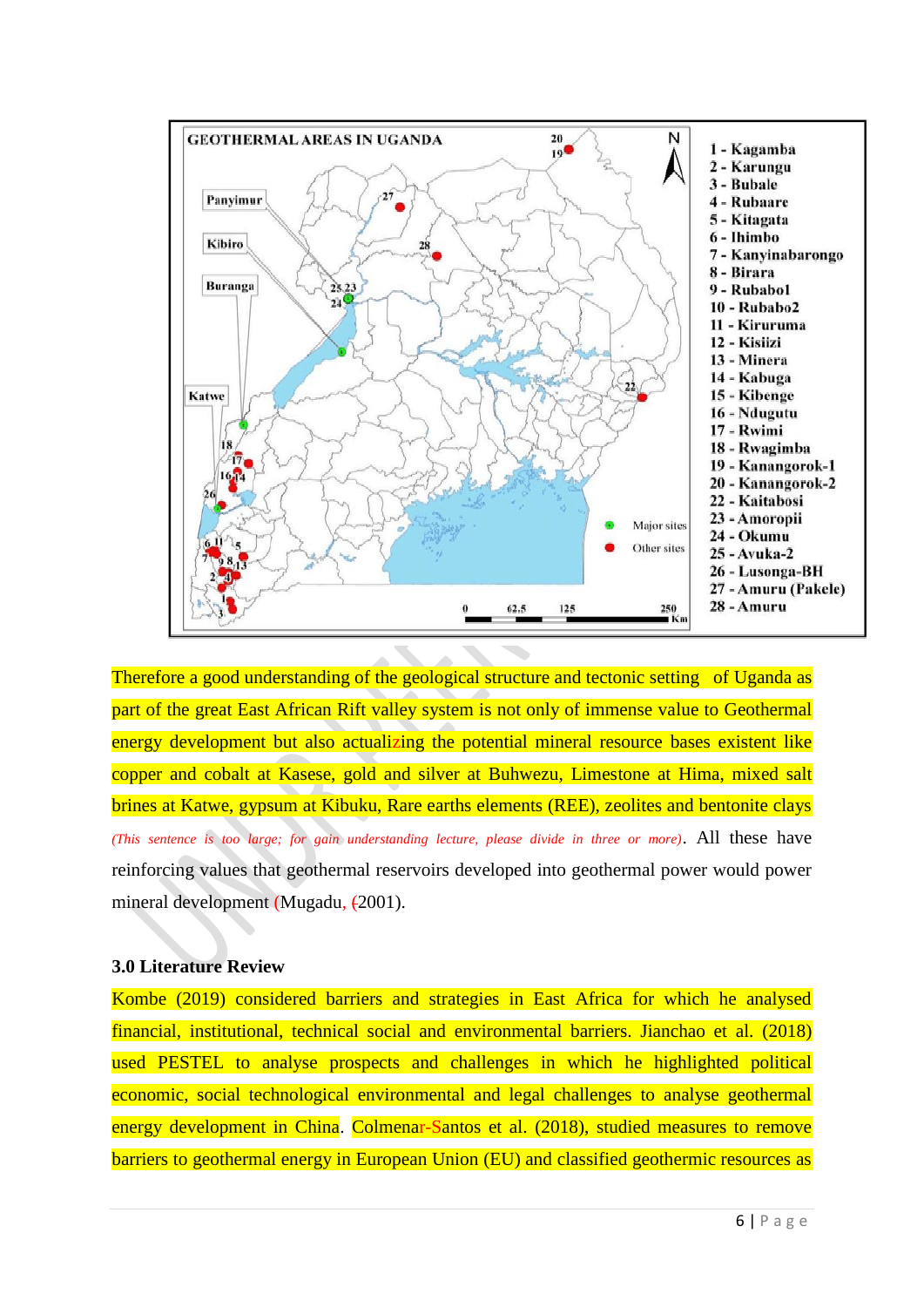Therefore a good understanding of the geological structure and tectonic setting of Uganda as part of the great East African Rift valley system is not only of immense value to Geothermal energy development but also actualizing the potential mineral resource bases existent like copper and cobalt at Kasese, gold and silver at Buhwezu, Limestone at Hima, mixed salt brines at Katwe, gypsum at Kibuku, Rare earths elements (REE), zeolites and bentonite clays *(This sentence is too large; for gain understanding lecture, please divide in three or more)*. All these have reinforcing values that geothermal reservoirs developed into geothermal power would power mineral development (Mugadu, (2001).

### 3.0 Literature Review

Kombe (2019) considered barriers and strategies in East Africa for which he analysed financial, institutional, technical social and environmental barriers. Jianchao et al. (2018) used PESTEL to analyse prospects and challenges in which he highlighted political economic, social technological environmental and legal challenges to analyse geothermal energy development in China. Colmenar-Santos et al. (2018), studied measures to remove barriers to geothermal energy in European Union (EU) and classified geothermic resources as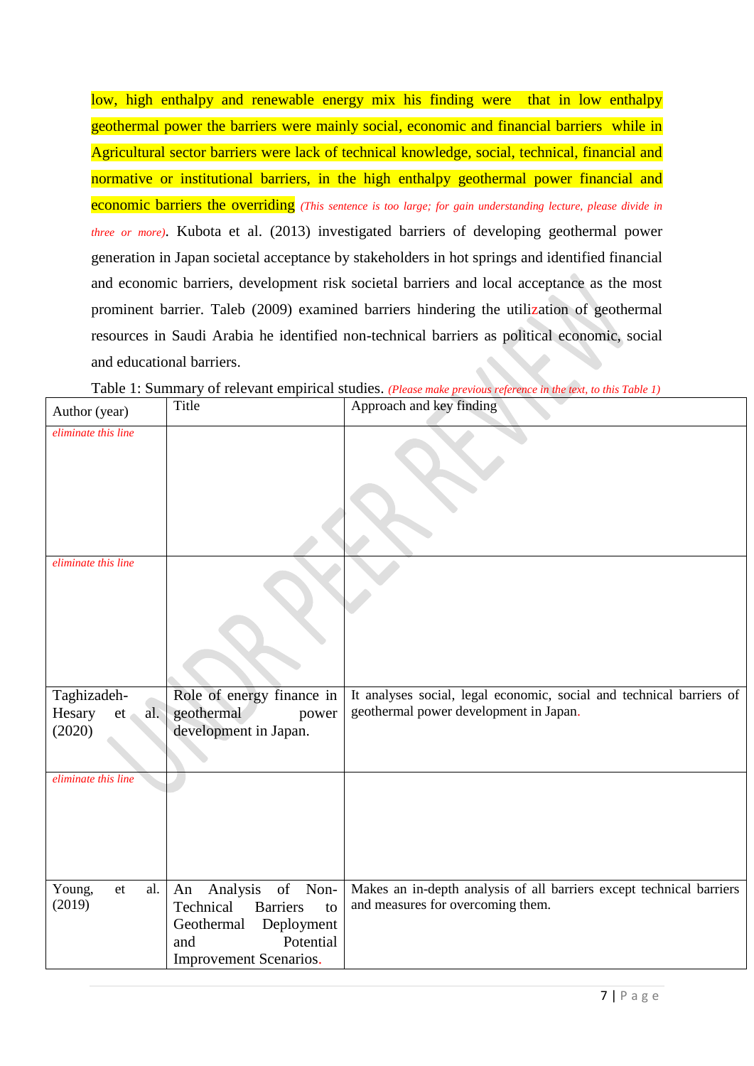low, high enthalpy and renewable energy mix his finding were that in low enthalpy geothermal power the barriers were mainly social, economic and financial barriers while in Agricultural sector barriers were lack of technical knowledge, social, technical, financial and normative or institutional barriers, in the high enthalpy geothermal power financial and economic barriers the overriding *(This sentence is too large; for gain understanding lecture, please divide in three or more)*. Kubota et al. (2013) investigated barriers of developing geothermal power generation in Japan societal acceptance by stakeholders in hot springs and identified financial and economic barriers, development risk societal barriers and local acceptance as the most prominent barrier. Taleb (2009) examined barriers hindering the utilization of geothermal resources in Saudi Arabia he identified non-technical barriers as political economic, social and educational barriers.

Table 1: Summary of relevant empirical studies. *(Please make previous reference in the text, to this Table 1)*

| Author (year) | Title | Approach and key finding |
|---|---|---|
| *eliminate this line* | | |
| *eliminate this line* | | |
| Taghizadeh-Hesary et al. (2020) | Role of energy finance in geothermal power development in Japan. | It analyses social, legal economic, social and technical barriers of geothermal power development in Japan. |
| *eliminate this line* | | |
| Young, et al. (2019) | An Analysis of Non-Technical Barriers to Geothermal Deployment and Potential Improvement Scenarios. | Makes an in-depth analysis of all barriers except technical barriers and measures for overcoming them. |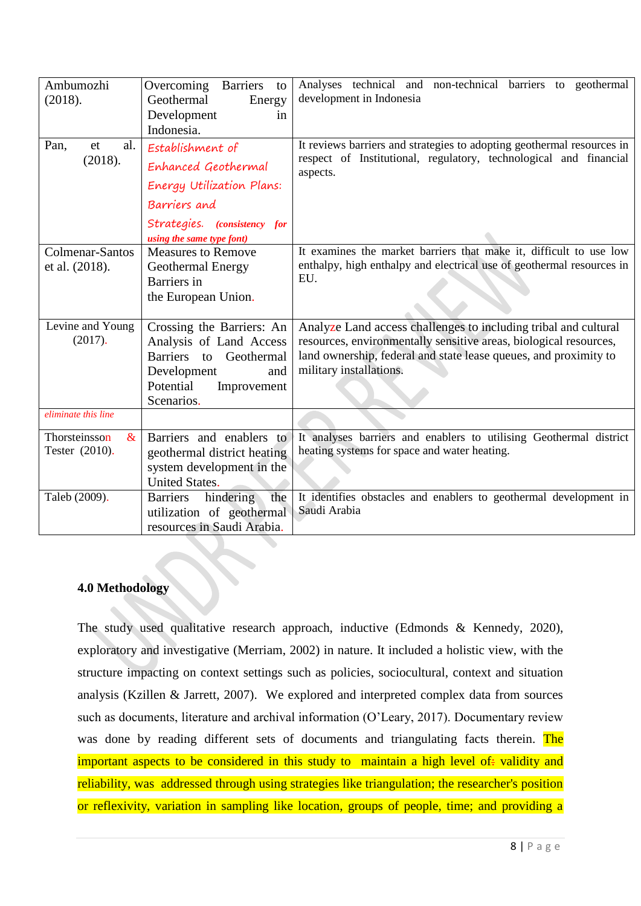| Ambumozhi (2018). | Overcoming Barriers to Geothermal Energy Development in Indonesia. | Analyses technical and non-technical barriers to geothermal development in Indonesia |
|---|---|---|
| Pan, et al. (2018). | Establishment of Enhanced Geothermal Energy Utilization Plans: Barriers and Strategies. ***(consistency for using the same type font)*** | It reviews barriers and strategies to adopting geothermal resources in respect of Institutional, regulatory, technological and financial aspects. |
| Colmenar-Santos et al. (2018). | Measures to Remove Geothermal Energy Barriers in the European Union. | It examines the market barriers that make it, difficult to use low enthalpy, high enthalpy and electrical use of geothermal resources in EU. |
| Levine and Young (2017). | Crossing the Barriers: An Analysis of Land Access Barriers to Geothermal Development and Potential Improvement Scenarios. | Analyze Land access challenges to including tribal and cultural resources, environmentally sensitive areas, biological resources, land ownership, federal and state lease queues, and proximity to military installations. |
| *eliminate this line* | | |
| Thorsteinsson & Tester (2010). | Barriers and enablers to geothermal district heating system development in the United States. | It analyses barriers and enablers to utilising Geothermal district heating systems for space and water heating. |
| Taleb (2009). | Barriers hindering the utilization of geothermal resources in Saudi Arabia. | It identifies obstacles and enablers to geothermal development in Saudi Arabia |

### 4.0 Methodology

The study used qualitative research approach, inductive (Edmonds & Kennedy, 2020), exploratory and investigative (Merriam, 2002) in nature. It included a holistic view, with the structure impacting on context settings such as policies, sociocultural, context and situation analysis (Kzillen & Jarrett, 2007). We explored and interpreted complex data from sources such as documents, literature and archival information (O'Leary, 2017). Documentary review was done by reading different sets of documents and triangulating facts therein. The important aspects to be considered in this study to maintain a high level of: validity and reliability, was addressed through using strategies like triangulation; the researcher's position or reflexivity, variation in sampling like location, groups of people, time; and providing a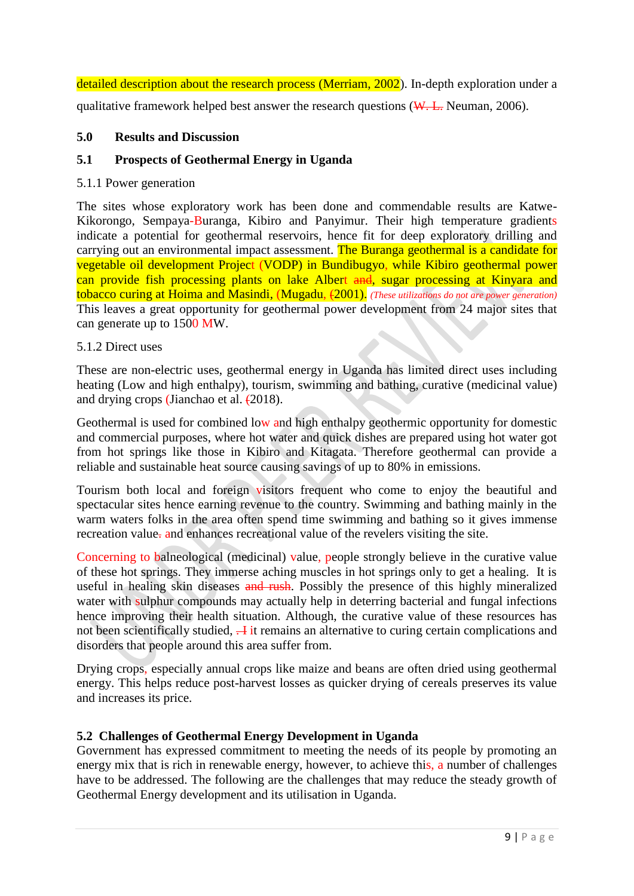detailed description about the research process (Merriam, 2002). In-depth exploration under a qualitative framework helped best answer the research questions (~~W. L.~~ Neuman, 2006).

## 5.0 Results and Discussion

### 5.1 Prospects of Geothermal Energy in Uganda

#### 5.1.1 Power generation

The sites whose exploratory work has been done and commendable results are Katwe-Kikorongo, Sempaya-Buranga, Kibiro and Panyimur. Their high temperature gradients indicate a potential for geothermal reservoirs, hence fit for deep exploratory drilling and carrying out an environmental impact assessment. The Buranga geothermal is a candidate for vegetable oil development Project (VODP) in Bundibugyo, while Kibiro geothermal power can provide fish processing plants on lake Albert ~~and~~, sugar processing at Kinyara and tobacco curing at Hoima and Masindi, (Mugadu, ~~(~~2001). *(These utilizations do not are power generation)* This leaves a great opportunity for geothermal power development from 24 major sites that can generate up to 1500 MW.

#### 5.1.2 Direct uses

These are non-electric uses, geothermal energy in Uganda has limited direct uses including heating (Low and high enthalpy), tourism, swimming and bathing, curative (medicinal value) and drying crops (Jianchao et al. ~~(~~2018).

Geothermal is used for combined low and high enthalpy geothermic opportunity for domestic and commercial purposes, where hot water and quick dishes are prepared using hot water got from hot springs like those in Kibiro and Kitagata. Therefore geothermal can provide a reliable and sustainable heat source causing savings of up to 80% in emissions.

Tourism both local and foreign visitors frequent who come to enjoy the beautiful and spectacular sites hence earning revenue to the country. Swimming and bathing mainly in the warm waters folks in the area often spend time swimming and bathing so it gives immense recreation value~~.~~ and enhances recreational value of the revelers visiting the site.

Concerning to balneological (medicinal) value, people strongly believe in the curative value of these hot springs. They immerse aching muscles in hot springs only to get a healing. It is useful in healing skin diseases ~~and rush~~. Possibly the presence of this highly mineralized water with sulphur compounds may actually help in deterring bacterial and fungal infections hence improving their health situation. Although, the curative value of these resources has not been scientifically studied, ~~. I~~ it remains an alternative to curing certain complications and disorders that people around this area suffer from.

Drying crops, especially annual crops like maize and beans are often dried using geothermal energy. This helps reduce post-harvest losses as quicker drying of cereals preserves its value and increases its price.

### 5.2 Challenges of Geothermal Energy Development in Uganda

Government has expressed commitment to meeting the needs of its people by promoting an energy mix that is rich in renewable energy, however, to achieve this, a number of challenges have to be addressed. The following are the challenges that may reduce the steady growth of Geothermal Energy development and its utilisation in Uganda.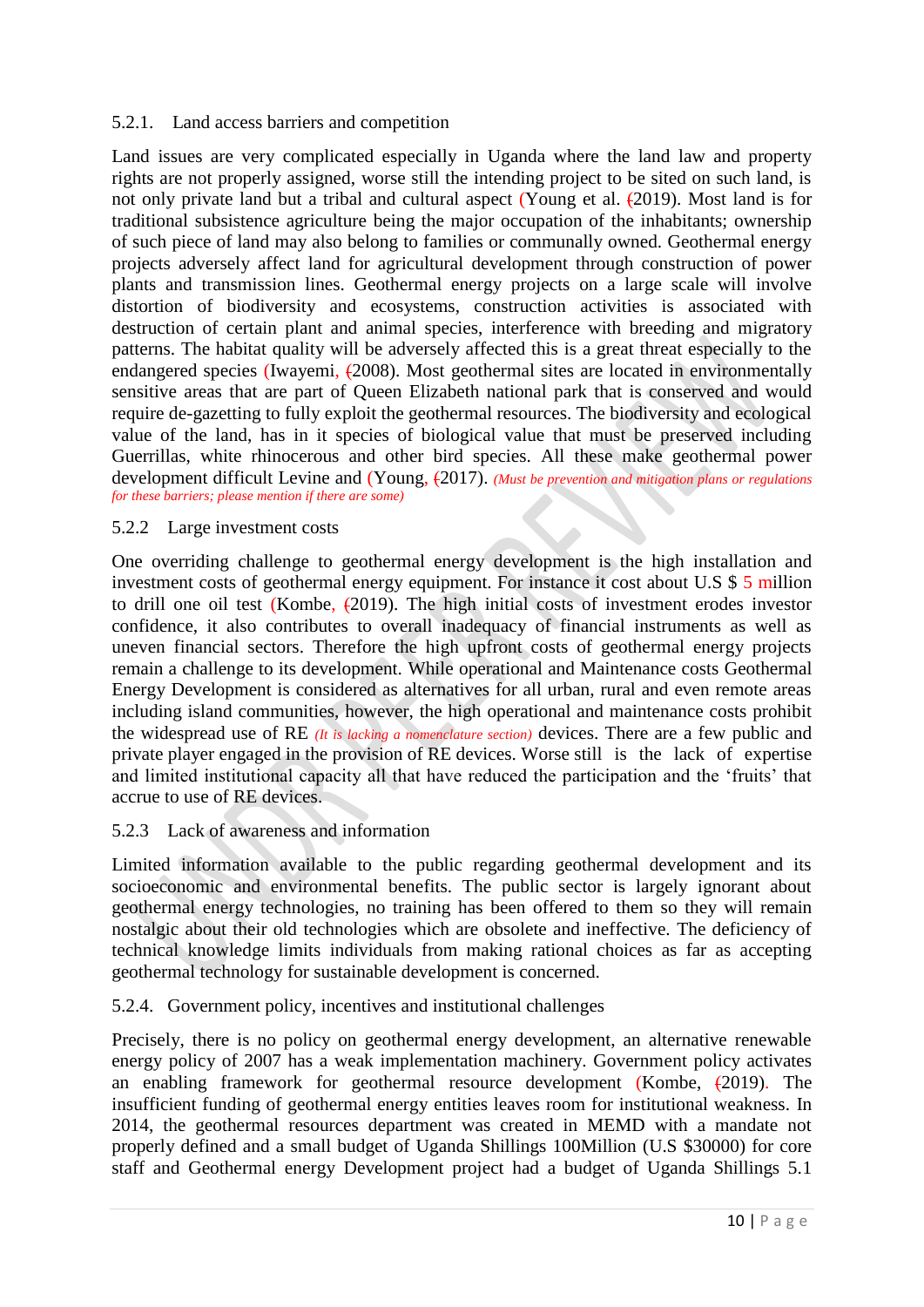### 5.2.1. Land access barriers and competition

Land issues are very complicated especially in Uganda where the land law and property rights are not properly assigned, worse still the intending project to be sited on such land, is not only private land but a tribal and cultural aspect (Young et al. (2019). Most land is for traditional subsistence agriculture being the major occupation of the inhabitants; ownership of such piece of land may also belong to families or communally owned. Geothermal energy projects adversely affect land for agricultural development through construction of power plants and transmission lines. Geothermal energy projects on a large scale will involve distortion of biodiversity and ecosystems, construction activities is associated with destruction of certain plant and animal species, interference with breeding and migratory patterns. The habitat quality will be adversely affected this is a great threat especially to the endangered species (Iwayemi, (2008). Most geothermal sites are located in environmentally sensitive areas that are part of Queen Elizabeth national park that is conserved and would require de-gazetting to fully exploit the geothermal resources. The biodiversity and ecological value of the land, has in it species of biological value that must be preserved including Guerrillas, white rhinocerous and other bird species. All these make geothermal power development difficult Levine and (Young, (2017). *(Must be prevention and mitigation plans or regulations for these barriers; please mention if there are some)*

### 5.2.2 Large investment costs

One overriding challenge to geothermal energy development is the high installation and investment costs of geothermal energy equipment. For instance it cost about U.S $ 5 million to drill one oil test (Kombe, (2019). The high initial costs of investment erodes investor confidence, it also contributes to overall inadequacy of financial instruments as well as uneven financial sectors. Therefore the high upfront costs of geothermal energy projects remain a challenge to its development. While operational and Maintenance costs Geothermal Energy Development is considered as alternatives for all urban, rural and even remote areas including island communities, however, the high operational and maintenance costs prohibit the widespread use of RE *(It is lacking a nomenclature section)* devices. There are a few public and private player engaged in the provision of RE devices. Worse still is the lack of expertise and limited institutional capacity all that have reduced the participation and the 'fruits' that accrue to use of RE devices.

### 5.2.3 Lack of awareness and information

Limited information available to the public regarding geothermal development and its socioeconomic and environmental benefits. The public sector is largely ignorant about geothermal energy technologies, no training has been offered to them so they will remain nostalgic about their old technologies which are obsolete and ineffective. The deficiency of technical knowledge limits individuals from making rational choices as far as accepting geothermal technology for sustainable development is concerned.

### 5.2.4. Government policy, incentives and institutional challenges

Precisely, there is no policy on geothermal energy development, an alternative renewable energy policy of 2007 has a weak implementation machinery. Government policy activates an enabling framework for geothermal resource development (Kombe, (2019). The insufficient funding of geothermal energy entities leaves room for institutional weakness. In 2014, the geothermal resources department was created in MEMD with a mandate not properly defined and a small budget of Uganda Shillings 100Million (U.S $30000) for core staff and Geothermal energy Development project had a budget of Uganda Shillings 5.1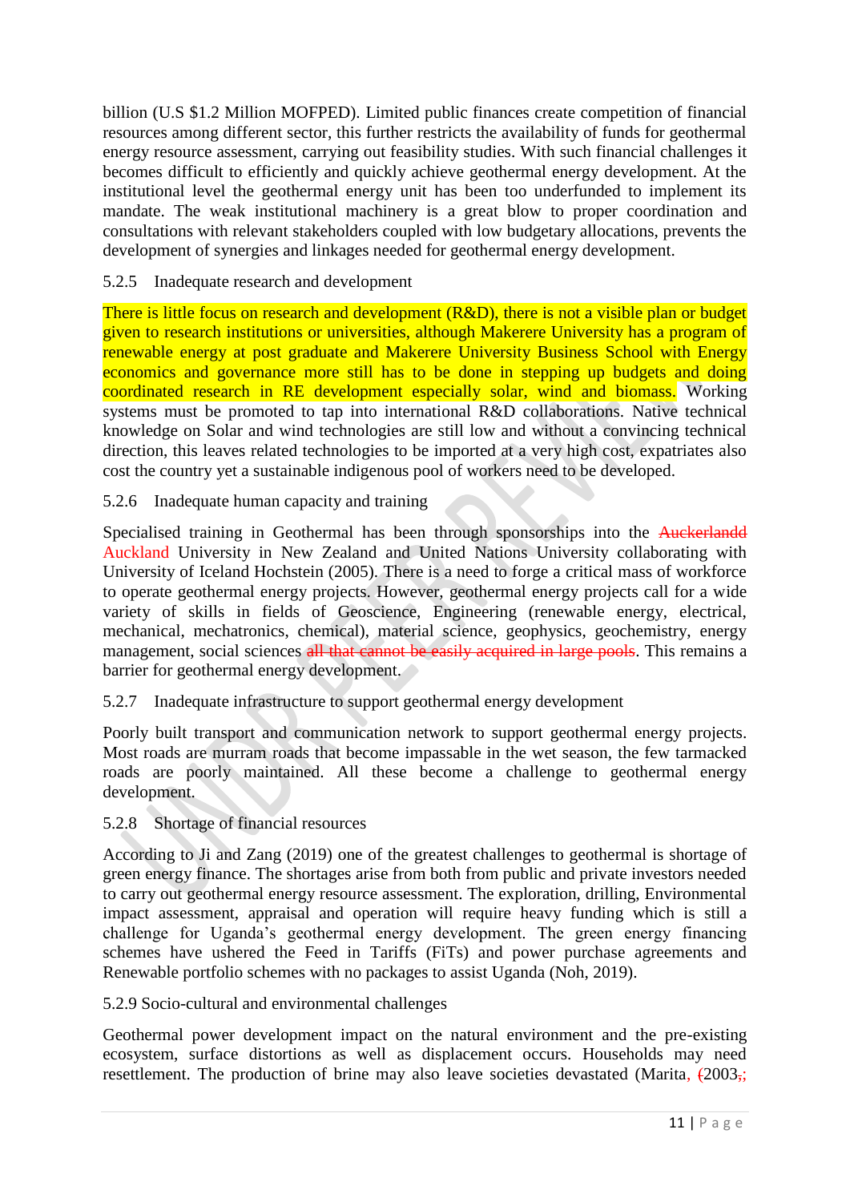billion (U.S $1.2 Million MOFPED). Limited public finances create competition of financial resources among different sector, this further restricts the availability of funds for geothermal energy resource assessment, carrying out feasibility studies. With such financial challenges it becomes difficult to efficiently and quickly achieve geothermal energy development. At the institutional level the geothermal energy unit has been too underfunded to implement its mandate. The weak institutional machinery is a great blow to proper coordination and consultations with relevant stakeholders coupled with low budgetary allocations, prevents the development of synergies and linkages needed for geothermal energy development.

### 5.2.5 Inadequate research and development

There is little focus on research and development (R&D), there is not a visible plan or budget given to research institutions or universities, although Makerere University has a program of renewable energy at post graduate and Makerere University Business School with Energy economics and governance more still has to be done in stepping up budgets and doing coordinated research in RE development especially solar, wind and biomass. Working systems must be promoted to tap into international R&D collaborations. Native technical knowledge on Solar and wind technologies are still low and without a convincing technical direction, this leaves related technologies to be imported at a very high cost, expatriates also cost the country yet a sustainable indigenous pool of workers need to be developed.

### 5.2.6 Inadequate human capacity and training

Specialised training in Geothermal has been through sponsorships into the ~~Auckerlandd~~ Auckland University in New Zealand and United Nations University collaborating with University of Iceland Hochstein (2005). There is a need to forge a critical mass of workforce to operate geothermal energy projects. However, geothermal energy projects call for a wide variety of skills in fields of Geoscience, Engineering (renewable energy, electrical, mechanical, mechatronics, chemical), material science, geophysics, geochemistry, energy management, social sciences ~~all that cannot be easily acquired in large pools~~. This remains a barrier for geothermal energy development.

### 5.2.7 Inadequate infrastructure to support geothermal energy development

Poorly built transport and communication network to support geothermal energy projects. Most roads are murram roads that become impassable in the wet season, the few tarmacked roads are poorly maintained. All these become a challenge to geothermal energy development.

### 5.2.8 Shortage of financial resources

According to Ji and Zang (2019) one of the greatest challenges to geothermal is shortage of green energy finance. The shortages arise from both from public and private investors needed to carry out geothermal energy resource assessment. The exploration, drilling, Environmental impact assessment, appraisal and operation will require heavy funding which is still a challenge for Uganda's geothermal energy development. The green energy financing schemes have ushered the Feed in Tariffs (FiTs) and power purchase agreements and Renewable portfolio schemes with no packages to assist Uganda (Noh, 2019).

### 5.2.9 Socio-cultural and environmental challenges

Geothermal power development impact on the natural environment and the pre-existing ecosystem, surface distortions as well as displacement occurs. Households may need resettlement. The production of brine may also leave societies devastated (Marita, ~~(~~2003~~,~~;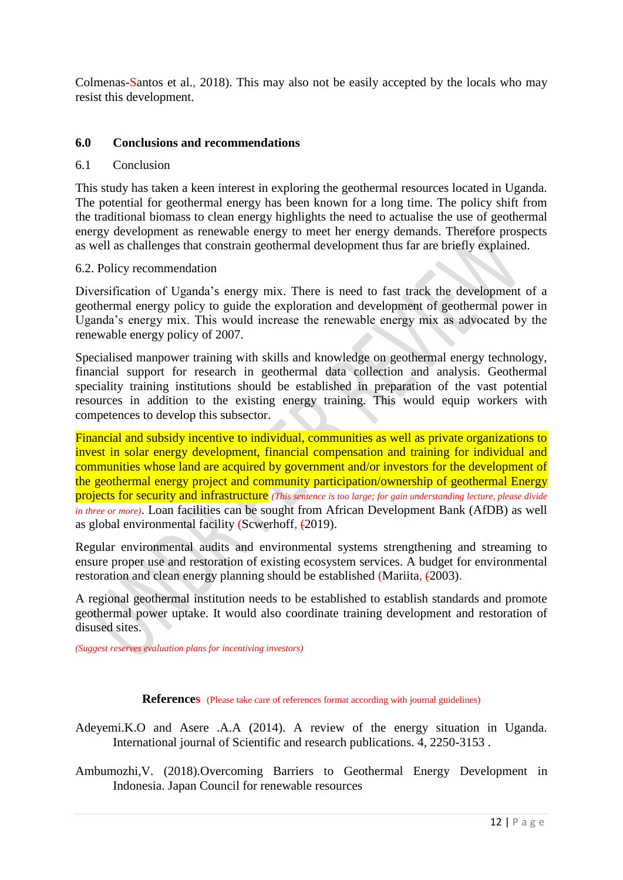Colmenas-Santos et al., 2018). This may also not be easily accepted by the locals who may resist this development.

## 6.0 Conclusions and recommendations

### 6.1 Conclusion

This study has taken a keen interest in exploring the geothermal resources located in Uganda. The potential for geothermal energy has been known for a long time. The policy shift from the traditional biomass to clean energy highlights the need to actualise the use of geothermal energy development as renewable energy to meet her energy demands. Therefore prospects as well as challenges that constrain geothermal development thus far are briefly explained.

### 6.2. Policy recommendation

Diversification of Uganda's energy mix. There is need to fast track the development of a geothermal energy policy to guide the exploration and development of geothermal power in Uganda's energy mix. This would increase the renewable energy mix as advocated by the renewable energy policy of 2007.

Specialised manpower training with skills and knowledge on geothermal energy technology, financial support for research in geothermal data collection and analysis. Geothermal speciality training institutions should be established in preparation of the vast potential resources in addition to the existing energy training. This would equip workers with competences to develop this subsector.

Financial and subsidy incentive to individual, communities as well as private organizations to invest in solar energy development, financial compensation and training for individual and communities whose land are acquired by government and/or investors for the development of the geothermal energy project and community participation/ownership of geothermal Energy projects for security and infrastructure *(This sentence is too large; for gain understanding lecture, please divide in three or more)*. Loan facilities can be sought from African Development Bank (AfDB) as well as global environmental facility (Scwerhoff, (2019).

Regular environmental audits and environmental systems strengthening and streaming to ensure proper use and restoration of existing ecosystem services. A budget for environmental restoration and clean energy planning should be established (Mariita, (2003).

A regional geothermal institution needs to be established to establish standards and promote geothermal power uptake. It would also coordinate training development and restoration of disused sites.

*(Suggest reserves evaluation plans for incentiving investors)*

## References (Please take care of references format according with journal guidelines)

Adeyemi.K.O and Asere .A.A (2014). A review of the energy situation in Uganda. International journal of Scientific and research publications. 4, 2250-3153 .

Ambumozhi,V. (2018).Overcoming Barriers to Geothermal Energy Development in Indonesia. Japan Council for renewable resources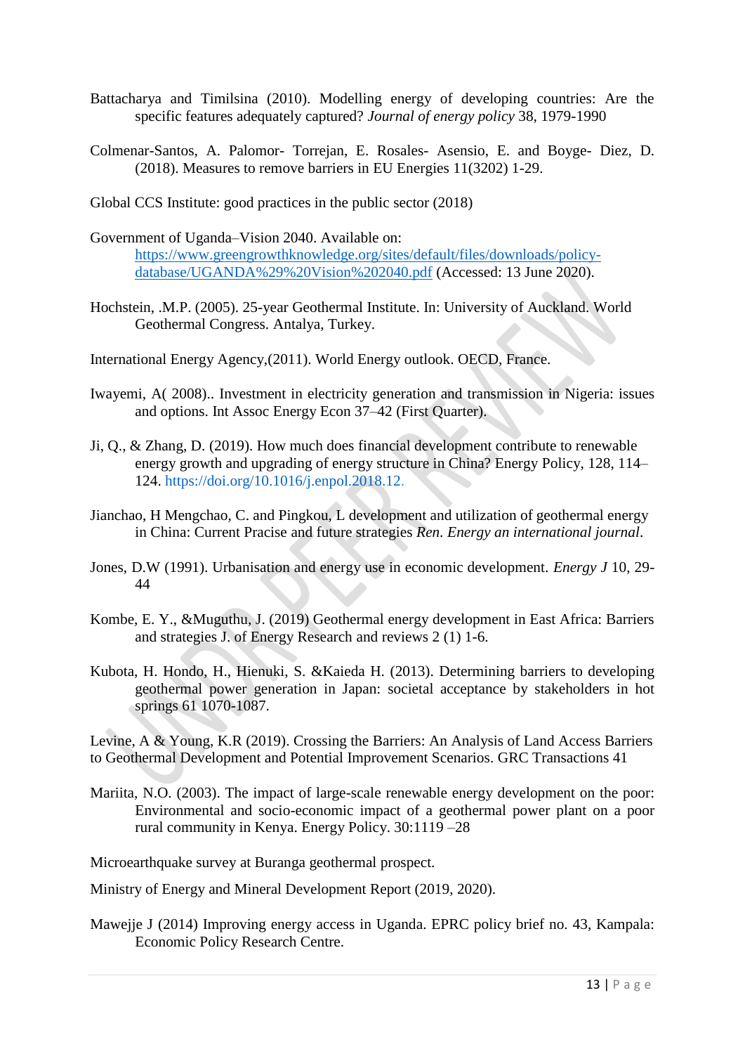Battacharya and Timilsina (2010). Modelling energy of developing countries: Are the specific features adequately captured? *Journal of energy policy* 38, 1979-1990

Colmenar-Santos, A. Palomor- Torrejan, E. Rosales- Asensio, E. and Boyge- Diez, D. (2018). Measures to remove barriers in EU Energies 11(3202) 1-29.

Global CCS Institute: good practices in the public sector (2018)

Government of Uganda–Vision 2040. Available on: https://www.greengrowthknowledge.org/sites/default/files/downloads/policy-database/UGANDA%29%20Vision%202040.pdf (Accessed: 13 June 2020).

Hochstein, .M.P. (2005). 25-year Geothermal Institute. In: University of Auckland. World Geothermal Congress. Antalya, Turkey.

International Energy Agency,(2011). World Energy outlook. OECD, France.

Iwayemi, A( 2008).. Investment in electricity generation and transmission in Nigeria: issues and options. Int Assoc Energy Econ 37–42 (First Quarter).

Ji, Q., & Zhang, D. (2019). How much does financial development contribute to renewable energy growth and upgrading of energy structure in China? Energy Policy, 128, 114–124. https://doi.org/10.1016/j.enpol.2018.12.

Jianchao, H Mengchao, C. and Pingkou, L development and utilization of geothermal energy in China: Current Pracise and future strategies *Ren. Energy an international journal*.

Jones, D.W (1991). Urbanisation and energy use in economic development. *Energy J* 10, 29-44

Kombe, E. Y., &Muguthu, J. (2019) Geothermal energy development in East Africa: Barriers and strategies J. of Energy Research and reviews 2 (1) 1-6.

Kubota, H. Hondo, H., Hienuki, S. &Kaieda H. (2013). Determining barriers to developing geothermal power generation in Japan: societal acceptance by stakeholders in hot springs 61 1070-1087.

Levine, A & Young, K.R (2019). Crossing the Barriers: An Analysis of Land Access Barriers to Geothermal Development and Potential Improvement Scenarios. GRC Transactions 41

Mariita, N.O. (2003). The impact of large-scale renewable energy development on the poor: Environmental and socio-economic impact of a geothermal power plant on a poor rural community in Kenya. Energy Policy. 30:1119 –28

Microearthquake survey at Buranga geothermal prospect.

Ministry of Energy and Mineral Development Report (2019, 2020).

Mawejje J (2014) Improving energy access in Uganda. EPRC policy brief no. 43, Kampala: Economic Policy Research Centre.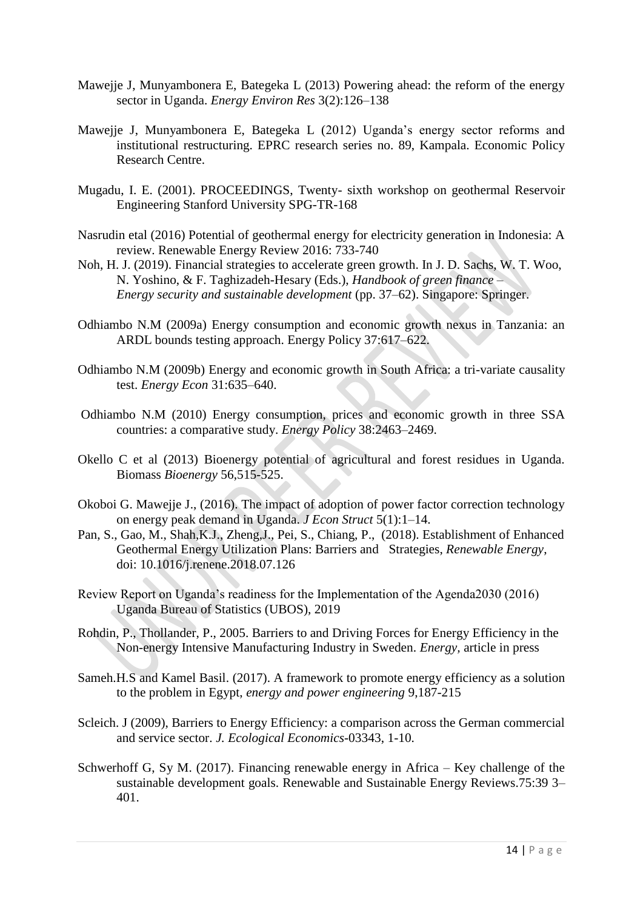Mawejje J, Munyambonera E, Bategeka L (2013) Powering ahead: the reform of the energy sector in Uganda. *Energy Environ Res* 3(2):126–138

Mawejje J, Munyambonera E, Bategeka L (2012) Uganda's energy sector reforms and institutional restructuring. EPRC research series no. 89, Kampala. Economic Policy Research Centre.

Mugadu, I. E. (2001). PROCEEDINGS, Twenty- sixth workshop on geothermal Reservoir Engineering Stanford University SPG-TR-168

Nasrudin etal (2016) Potential of geothermal energy for electricity generation in Indonesia: A review. Renewable Energy Review 2016: 733-740

Noh, H. J. (2019). Financial strategies to accelerate green growth. In J. D. Sachs, W. T. Woo, N. Yoshino, & F. Taghizadeh-Hesary (Eds.), *Handbook of green finance – Energy security and sustainable development* (pp. 37–62). Singapore: Springer.

Odhiambo N.M (2009a) Energy consumption and economic growth nexus in Tanzania: an ARDL bounds testing approach. Energy Policy 37:617–622.

Odhiambo N.M (2009b) Energy and economic growth in South Africa: a tri-variate causality test. *Energy Econ* 31:635–640.

Odhiambo N.M (2010) Energy consumption, prices and economic growth in three SSA countries: a comparative study. *Energy Policy* 38:2463–2469.

Okello C et al (2013) Bioenergy potential of agricultural and forest residues in Uganda. Biomass *Bioenergy* 56,515-525.

Okoboi G. Mawejje J., (2016). The impact of adoption of power factor correction technology on energy peak demand in Uganda. *J Econ Struct* 5(1):1–14.

Pan, S., Gao, M., Shah,K.J., Zheng,J., Pei, S., Chiang, P., (2018). Establishment of Enhanced Geothermal Energy Utilization Plans: Barriers and Strategies, *Renewable Energy*, doi: 10.1016/j.renene.2018.07.126

Review Report on Uganda's readiness for the Implementation of the Agenda2030 (2016) Uganda Bureau of Statistics (UBOS), 2019

Rohdin, P., Thollander, P., 2005. Barriers to and Driving Forces for Energy Efficiency in the Non-energy Intensive Manufacturing Industry in Sweden. *Energy,* article in press

Sameh.H.S and Kamel Basil. (2017). A framework to promote energy efficiency as a solution to the problem in Egypt, *energy and power engineering* 9,187-215

Scleich. J (2009), Barriers to Energy Efficiency: a comparison across the German commercial and service sector. *J. Ecological Economics*-03343, 1-10.

Schwerhoff G, Sy M. (2017). Financing renewable energy in Africa – Key challenge of the sustainable development goals. Renewable and Sustainable Energy Reviews.75:39 3–401.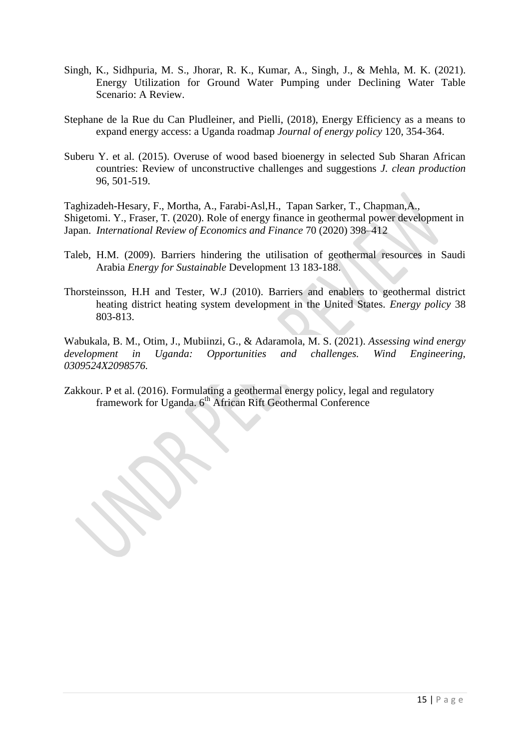Singh, K., Sidhpuria, M. S., Jhorar, R. K., Kumar, A., Singh, J., & Mehla, M. K. (2021). Energy Utilization for Ground Water Pumping under Declining Water Table Scenario: A Review.

Stephane de la Rue du Can Pludleiner, and Pielli, (2018), Energy Efficiency as a means to expand energy access: a Uganda roadmap *Journal of energy policy* 120, 354-364.

Suberu Y. et al. (2015). Overuse of wood based bioenergy in selected Sub Sharan African countries: Review of unconstructive challenges and suggestions *J. clean production* 96, 501-519.

Taghizadeh-Hesary, F., Mortha, A., Farabi-Asl,H., Tapan Sarker, T., Chapman,A., Shigetomi. Y., Fraser, T. (2020). Role of energy finance in geothermal power development in Japan. *International Review of Economics and Finance* 70 (2020) 398–412

Taleb, H.M. (2009). Barriers hindering the utilisation of geothermal resources in Saudi Arabia *Energy for Sustainable* Development 13 183-188.

Thorsteinsson, H.H and Tester, W.J (2010). Barriers and enablers to geothermal district heating district heating system development in the United States. *Energy policy* 38 803-813.

Wabukala, B. M., Otim, J., Mubiinzi, G., & Adaramola, M. S. (2021). *Assessing wind energy development in Uganda: Opportunities and challenges. Wind Engineering, 0309524X2098576.*

Zakkour. P et al. (2016). Formulating a geothermal energy policy, legal and regulatory framework for Uganda. 6th African Rift Geothermal Conference